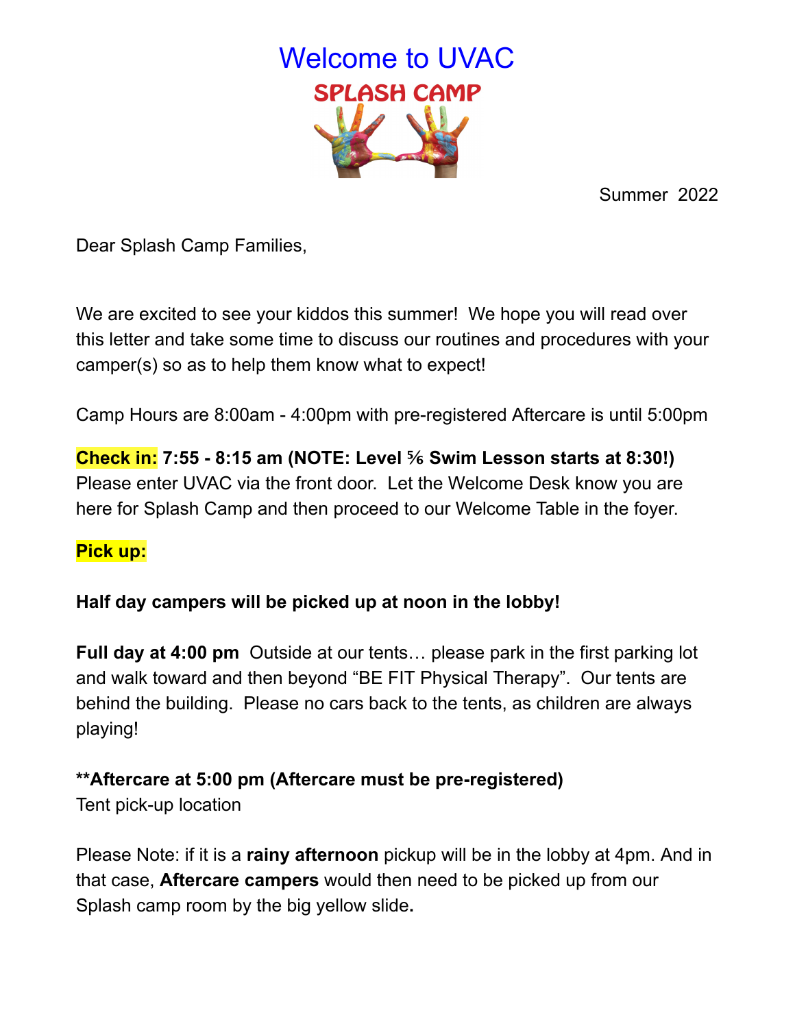# Welcome to UVAC

## SPLASH CAMP

Summer 2022

Dear Splash Camp Families,

We are excited to see your kiddos this summer! We hope you will read over this letter and take some time to discuss our routines and procedures with your camper(s) so as to help them know what to expect!

Camp Hours are 8:00am - 4:00pm with pre-registered Aftercare is until 5:00pm

**Check in: 7:55 - 8:15 am (NOTE: Level ⅚ Swim Lesson starts at 8:30!)**
Please enter UVAC via the front door. Let the Welcome Desk know you are here for Splash Camp and then proceed to our Welcome Table in the foyer.

**Pick up:**

**Half day campers will be picked up at noon in the lobby!**

**Full day at 4:00 pm** Outside at our tents… please park in the first parking lot and walk toward and then beyond "BE FIT Physical Therapy". Our tents are behind the building. Please no cars back to the tents, as children are always playing!

****Aftercare at 5:00 pm (Aftercare must be pre-registered)**
Tent pick-up location

Please Note: if it is a **rainy afternoon** pickup will be in the lobby at 4pm. And in that case, **Aftercare campers** would then need to be picked up from our Splash camp room by the big yellow slide**.**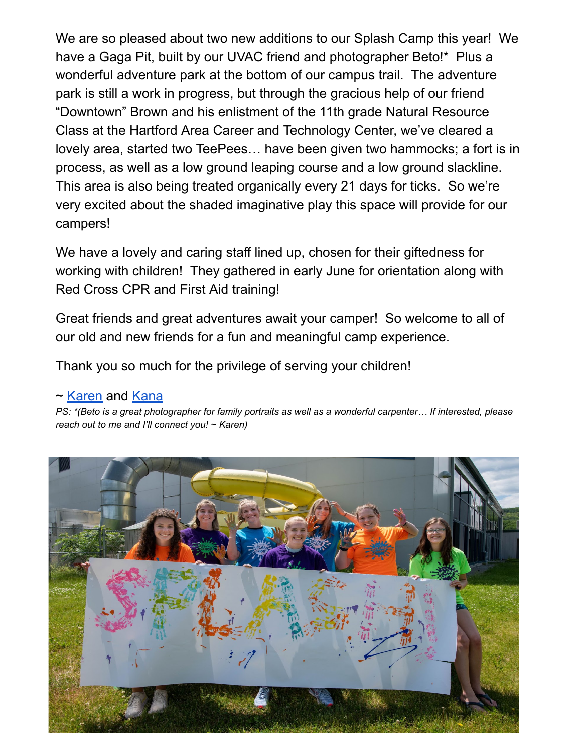We are so pleased about two new additions to our Splash Camp this year!  We have a Gaga Pit, built by our UVAC friend and photographer Beto!*  Plus a wonderful adventure park at the bottom of our campus trail.  The adventure park is still a work in progress, but through the gracious help of our friend "Downtown" Brown and his enlistment of the 11th grade Natural Resource Class at the Hartford Area Career and Technology Center, we've cleared a lovely area, started two TeePees… have been given two hammocks; a fort is in process, as well as a low ground leaping course and a low ground slackline. This area is also being treated organically every 21 days for ticks.  So we're very excited about the shaded imaginative play this space will provide for our campers!

We have a lovely and caring staff lined up, chosen for their giftedness for working with children!  They gathered in early June for orientation along with Red Cross CPR and First Aid training!

Great friends and great adventures await your camper!  So welcome to all of our old and new friends for a fun and meaningful camp experience.

Thank you so much for the privilege of serving your children!

~ [Karen] and [Kana]

*PS: \*(Beto is a great photographer for family portraits as well as a wonderful carpenter… If interested, please reach out to me and I'll connect you! ~ Karen)*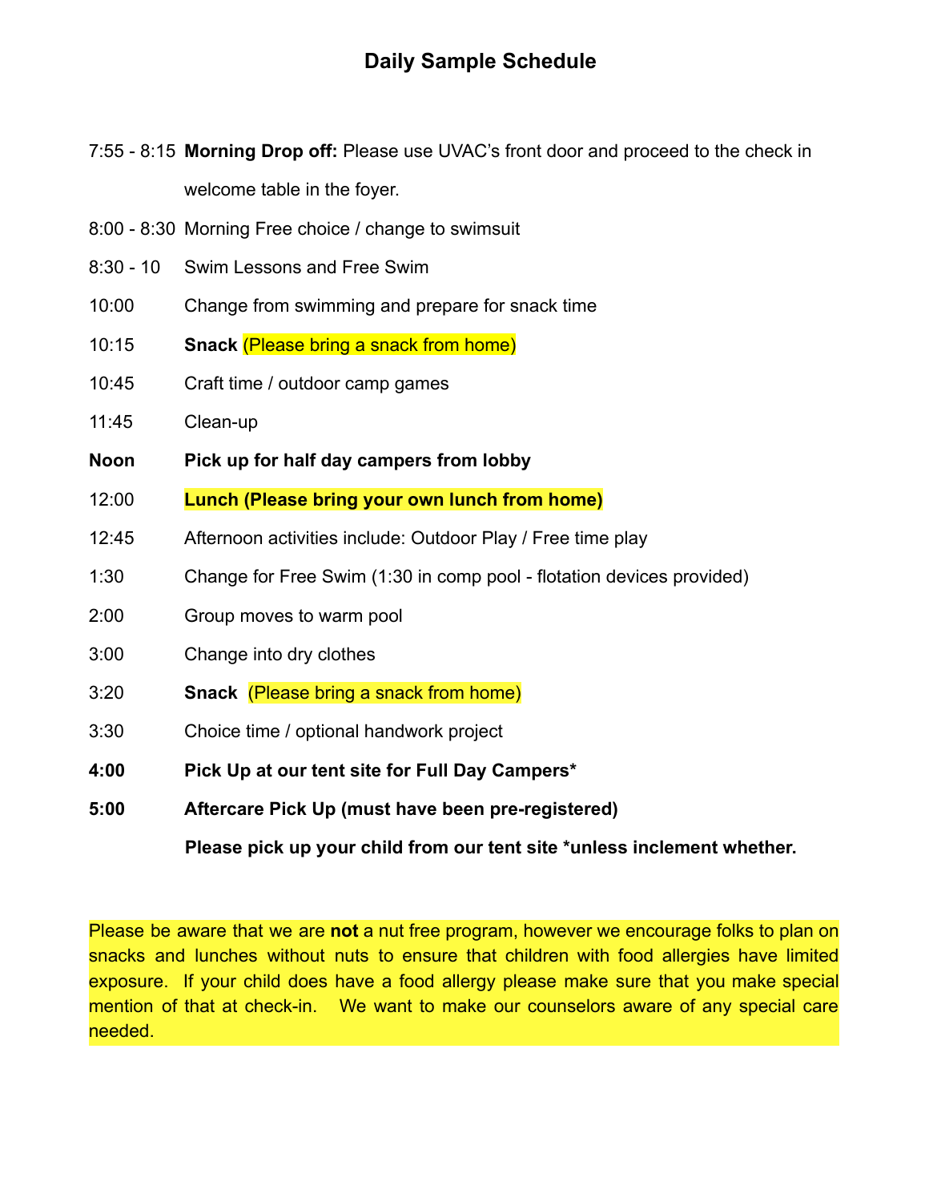# Daily Sample Schedule

7:55 - 8:15 **Morning Drop off:** Please use UVAC's front door and proceed to the check in welcome table in the foyer.

8:00 - 8:30 Morning Free choice / change to swimsuit

8:30 - 10 Swim Lessons and Free Swim

10:00 Change from swimming and prepare for snack time

10:15 **Snack** (Please bring a snack from home)

10:45 Craft time / outdoor camp games

11:45 Clean-up

**Noon Pick up for half day campers from lobby**

12:00 **Lunch (Please bring your own lunch from home)**

12:45 Afternoon activities include: Outdoor Play / Free time play

1:30 Change for Free Swim (1:30 in comp pool - flotation devices provided)

2:00 Group moves to warm pool

3:00 Change into dry clothes

3:20 **Snack** (Please bring a snack from home)

3:30 Choice time / optional handwork project

**4:00 Pick Up at our tent site for Full Day Campers***

**5:00 Aftercare Pick Up (must have been pre-registered)**

**Please pick up your child from our tent site *unless inclement whether.**

Please be aware that we are **not** a nut free program, however we encourage folks to plan on snacks and lunches without nuts to ensure that children with food allergies have limited exposure. If your child does have a food allergy please make sure that you make special mention of that at check-in. We want to make our counselors aware of any special care needed.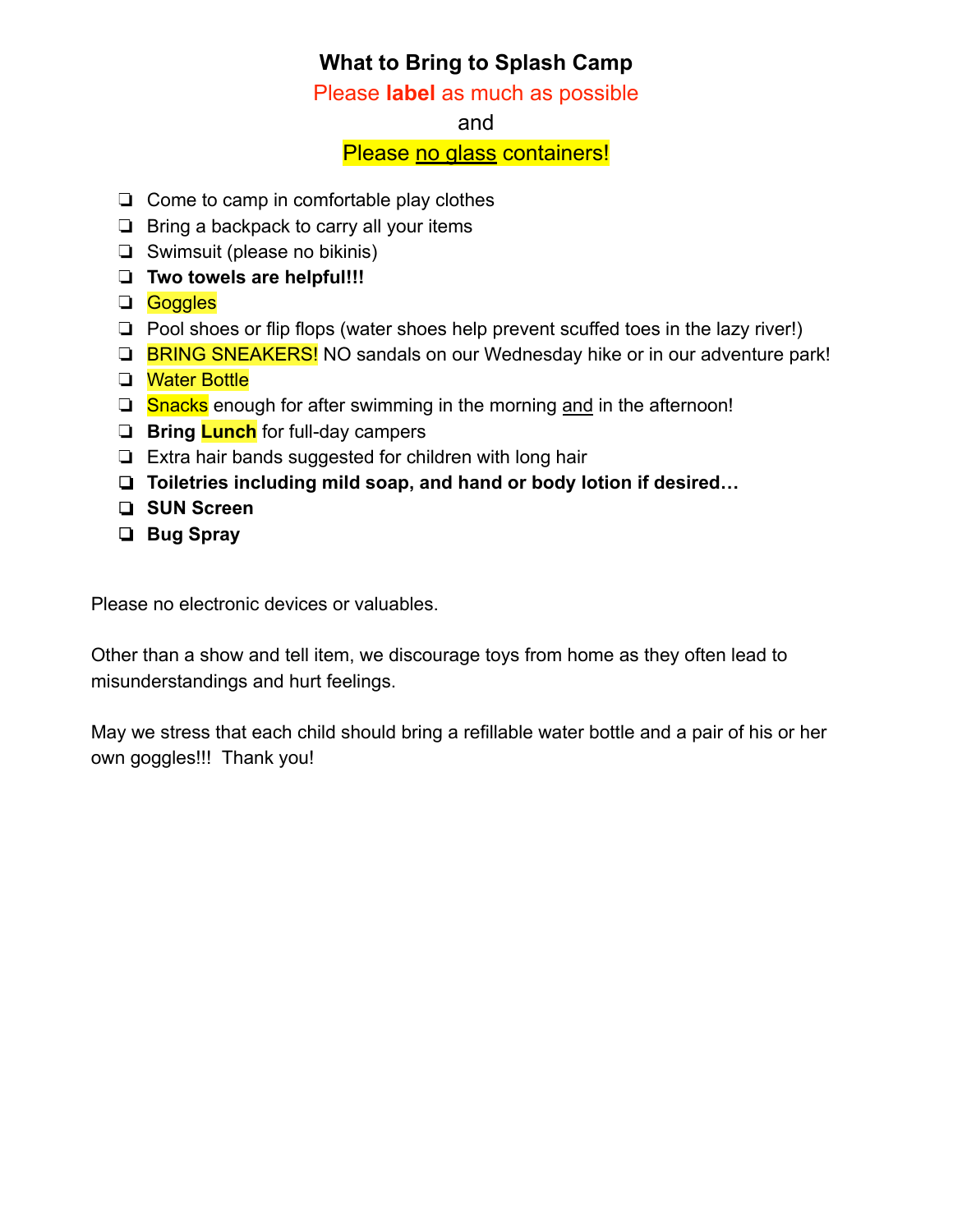# What to Bring to Splash Camp

Please **label** as much as possible

and

Please <u>no glass</u> containers!

- ❏ Come to camp in comfortable play clothes
- ❏ Bring a backpack to carry all your items
- ❏ Swimsuit (please no bikinis)
- ❏ **Two towels are helpful!!!**
- ❏ Goggles
- ❏ Pool shoes or flip flops (water shoes help prevent scuffed toes in the lazy river!)
- ❏ BRING SNEAKERS! NO sandals on our Wednesday hike or in our adventure park!
- ❏ Water Bottle
- ❏ Snacks enough for after swimming in the morning <u>and</u> in the afternoon!
- ❏ **Bring Lunch** for full-day campers
- ❏ Extra hair bands suggested for children with long hair
- ❏ **Toiletries including mild soap, and hand or body lotion if desired…**
- ❏ **SUN Screen**
- ❏ **Bug Spray**

Please no electronic devices or valuables.

Other than a show and tell item, we discourage toys from home as they often lead to misunderstandings and hurt feelings.

May we stress that each child should bring a refillable water bottle and a pair of his or her own goggles!!! Thank you!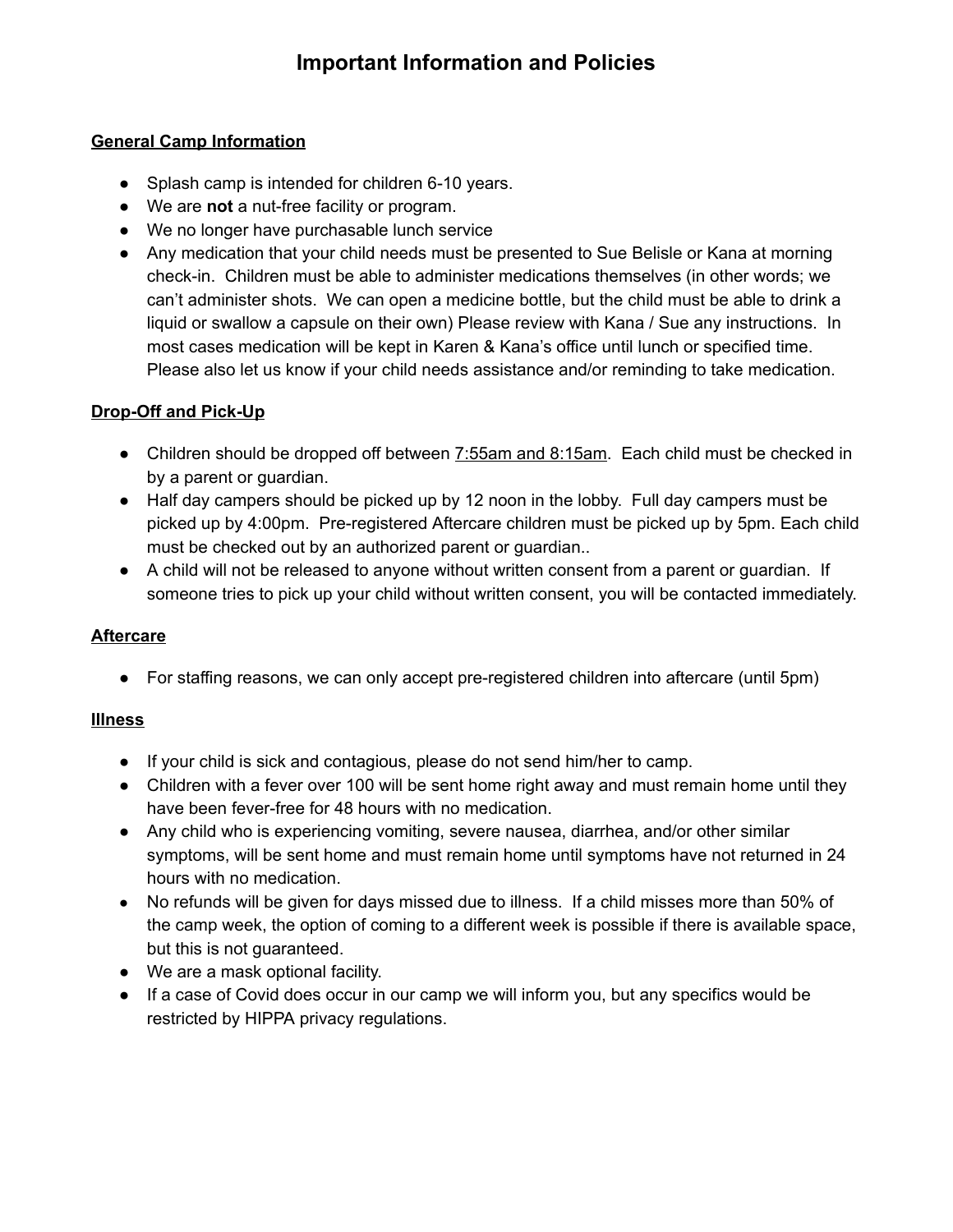# Important Information and Policies

**General Camp Information**

- Splash camp is intended for children 6-10 years.
- We are **not** a nut-free facility or program.
- We no longer have purchasable lunch service
- Any medication that your child needs must be presented to Sue Belisle or Kana at morning check-in. Children must be able to administer medications themselves (in other words; we can't administer shots. We can open a medicine bottle, but the child must be able to drink a liquid or swallow a capsule on their own) Please review with Kana / Sue any instructions. In most cases medication will be kept in Karen & Kana's office until lunch or specified time. Please also let us know if your child needs assistance and/or reminding to take medication.

**Drop-Off and Pick-Up**

- Children should be dropped off between 7:55am and 8:15am. Each child must be checked in by a parent or guardian.
- Half day campers should be picked up by 12 noon in the lobby. Full day campers must be picked up by 4:00pm. Pre-registered Aftercare children must be picked up by 5pm. Each child must be checked out by an authorized parent or guardian..
- A child will not be released to anyone without written consent from a parent or guardian. If someone tries to pick up your child without written consent, you will be contacted immediately.

**Aftercare**

- For staffing reasons, we can only accept pre-registered children into aftercare (until 5pm)

**Illness**

- If your child is sick and contagious, please do not send him/her to camp.
- Children with a fever over 100 will be sent home right away and must remain home until they have been fever-free for 48 hours with no medication.
- Any child who is experiencing vomiting, severe nausea, diarrhea, and/or other similar symptoms, will be sent home and must remain home until symptoms have not returned in 24 hours with no medication.
- No refunds will be given for days missed due to illness. If a child misses more than 50% of the camp week, the option of coming to a different week is possible if there is available space, but this is not guaranteed.
- We are a mask optional facility.
- If a case of Covid does occur in our camp we will inform you, but any specifics would be restricted by HIPPA privacy regulations.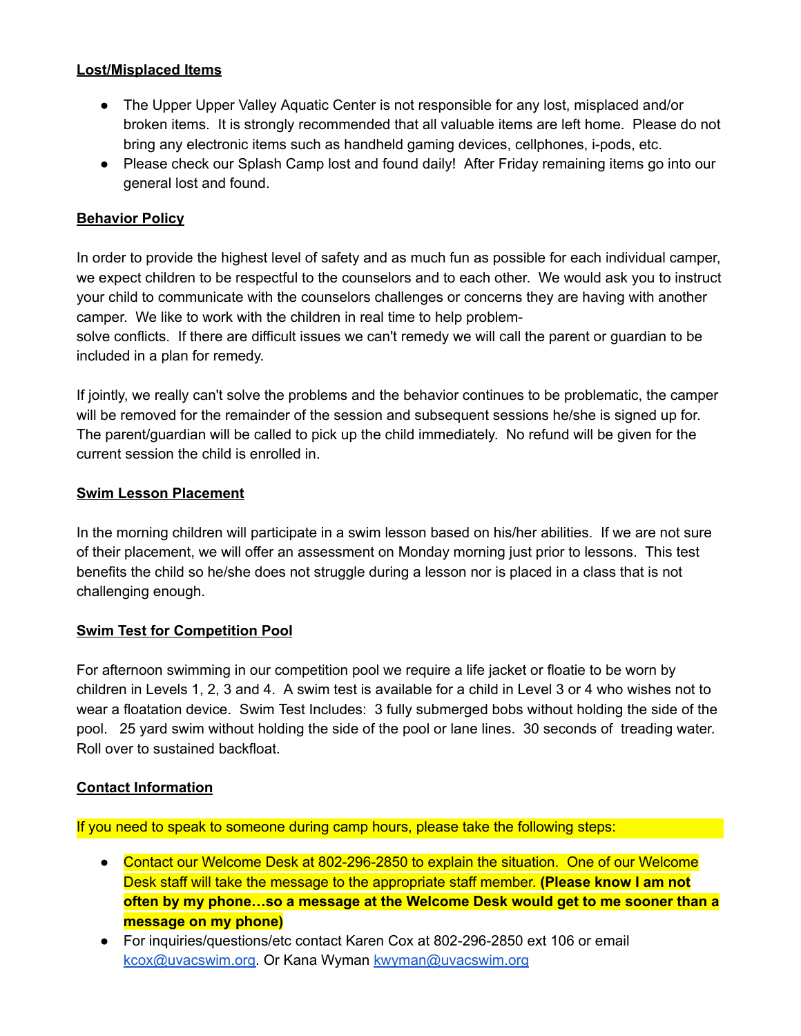## Lost/Misplaced Items

- The Upper Upper Valley Aquatic Center is not responsible for any lost, misplaced and/or broken items. It is strongly recommended that all valuable items are left home. Please do not bring any electronic items such as handheld gaming devices, cellphones, i-pods, etc.
- Please check our Splash Camp lost and found daily! After Friday remaining items go into our general lost and found.

## Behavior Policy

In order to provide the highest level of safety and as much fun as possible for each individual camper, we expect children to be respectful to the counselors and to each other. We would ask you to instruct your child to communicate with the counselors challenges or concerns they are having with another camper. We like to work with the children in real time to help problem-solve conflicts. If there are difficult issues we can't remedy we will call the parent or guardian to be included in a plan for remedy.

If jointly, we really can't solve the problems and the behavior continues to be problematic, the camper will be removed for the remainder of the session and subsequent sessions he/she is signed up for. The parent/guardian will be called to pick up the child immediately. No refund will be given for the current session the child is enrolled in.

## Swim Lesson Placement

In the morning children will participate in a swim lesson based on his/her abilities. If we are not sure of their placement, we will offer an assessment on Monday morning just prior to lessons. This test benefits the child so he/she does not struggle during a lesson nor is placed in a class that is not challenging enough.

## Swim Test for Competition Pool

For afternoon swimming in our competition pool we require a life jacket or floatie to be worn by children in Levels 1, 2, 3 and 4. A swim test is available for a child in Level 3 or 4 who wishes not to wear a floatation device. Swim Test Includes: 3 fully submerged bobs without holding the side of the pool. 25 yard swim without holding the side of the pool or lane lines. 30 seconds of treading water. Roll over to sustained backfloat.

## Contact Information

If you need to speak to someone during camp hours, please take the following steps:

- Contact our Welcome Desk at 802-296-2850 to explain the situation. One of our Welcome Desk staff will take the message to the appropriate staff member. **(Please know I am not often by my phone…so a message at the Welcome Desk would get to me sooner than a message on my phone)**
- For inquiries/questions/etc contact Karen Cox at 802-296-2850 ext 106 or email kcox@uvacswim.org. Or Kana Wyman kwyman@uvacswim.org